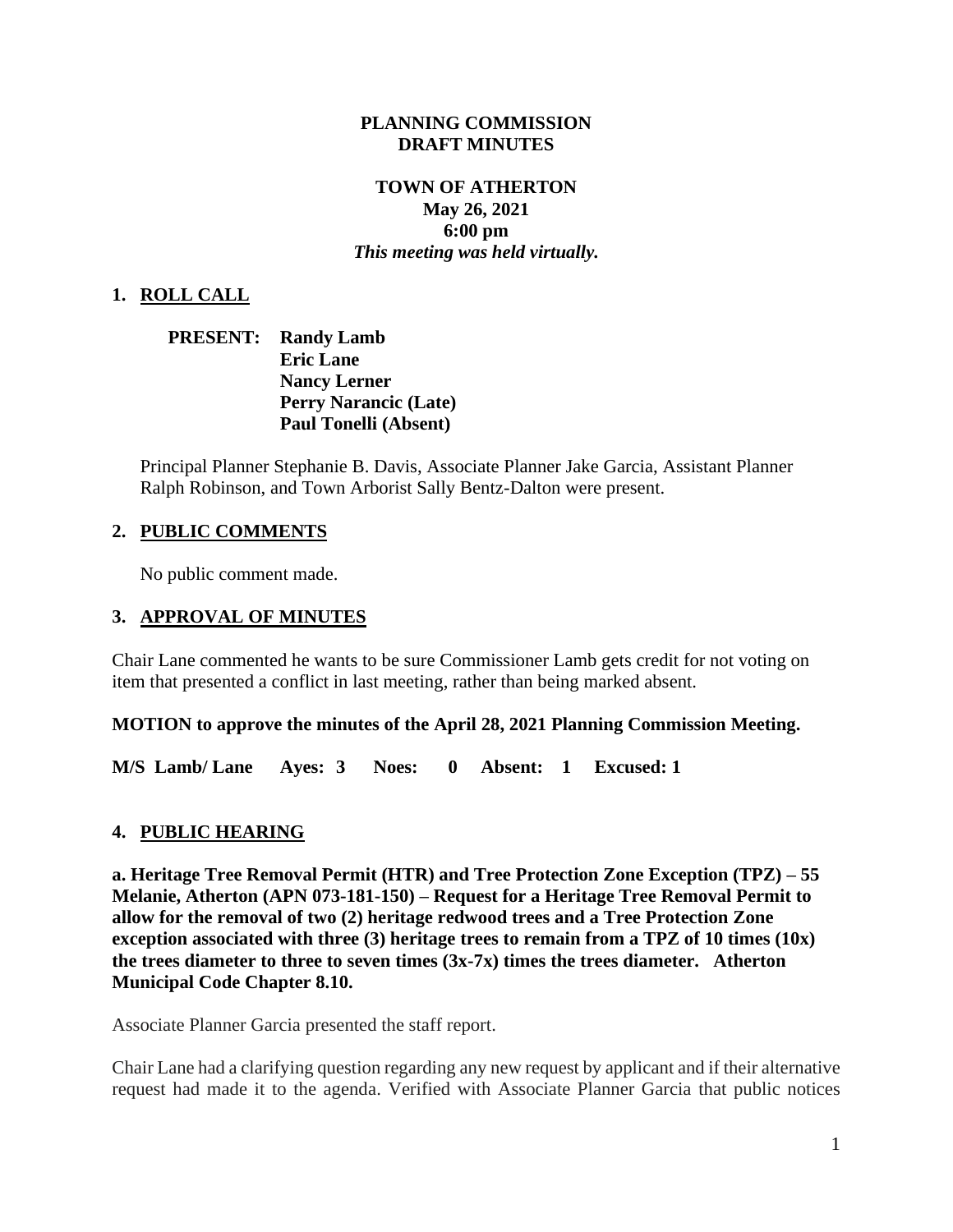**PLANNING COMMISSION**
**DRAFT MINUTES**

**TOWN OF ATHERTON**
**May 26, 2021**
**6:00 pm**
***This meeting was held virtually.***

## 1. ROLL CALL

**PRESENT: Randy Lamb**
**Eric Lane**
**Nancy Lerner**
**Perry Narancic (Late)**
**Paul Tonelli (Absent)**

Principal Planner Stephanie B. Davis, Associate Planner Jake Garcia, Assistant Planner Ralph Robinson, and Town Arborist Sally Bentz-Dalton were present.

## 2. PUBLIC COMMENTS

No public comment made.

## 3. APPROVAL OF MINUTES

Chair Lane commented he wants to be sure Commissioner Lamb gets credit for not voting on item that presented a conflict in last meeting, rather than being marked absent.

**MOTION to approve the minutes of the April 28, 2021 Planning Commission Meeting.**

**M/S Lamb/ Lane Ayes: 3 Noes: 0 Absent: 1 Excused: 1**

## 4. PUBLIC HEARING

**a. Heritage Tree Removal Permit (HTR) and Tree Protection Zone Exception (TPZ) – 55 Melanie, Atherton (APN 073-181-150) – Request for a Heritage Tree Removal Permit to allow for the removal of two (2) heritage redwood trees and a Tree Protection Zone exception associated with three (3) heritage trees to remain from a TPZ of 10 times (10x) the trees diameter to three to seven times (3x-7x) times the trees diameter. Atherton Municipal Code Chapter 8.10.**

Associate Planner Garcia presented the staff report.

Chair Lane had a clarifying question regarding any new request by applicant and if their alternative request had made it to the agenda. Verified with Associate Planner Garcia that public notices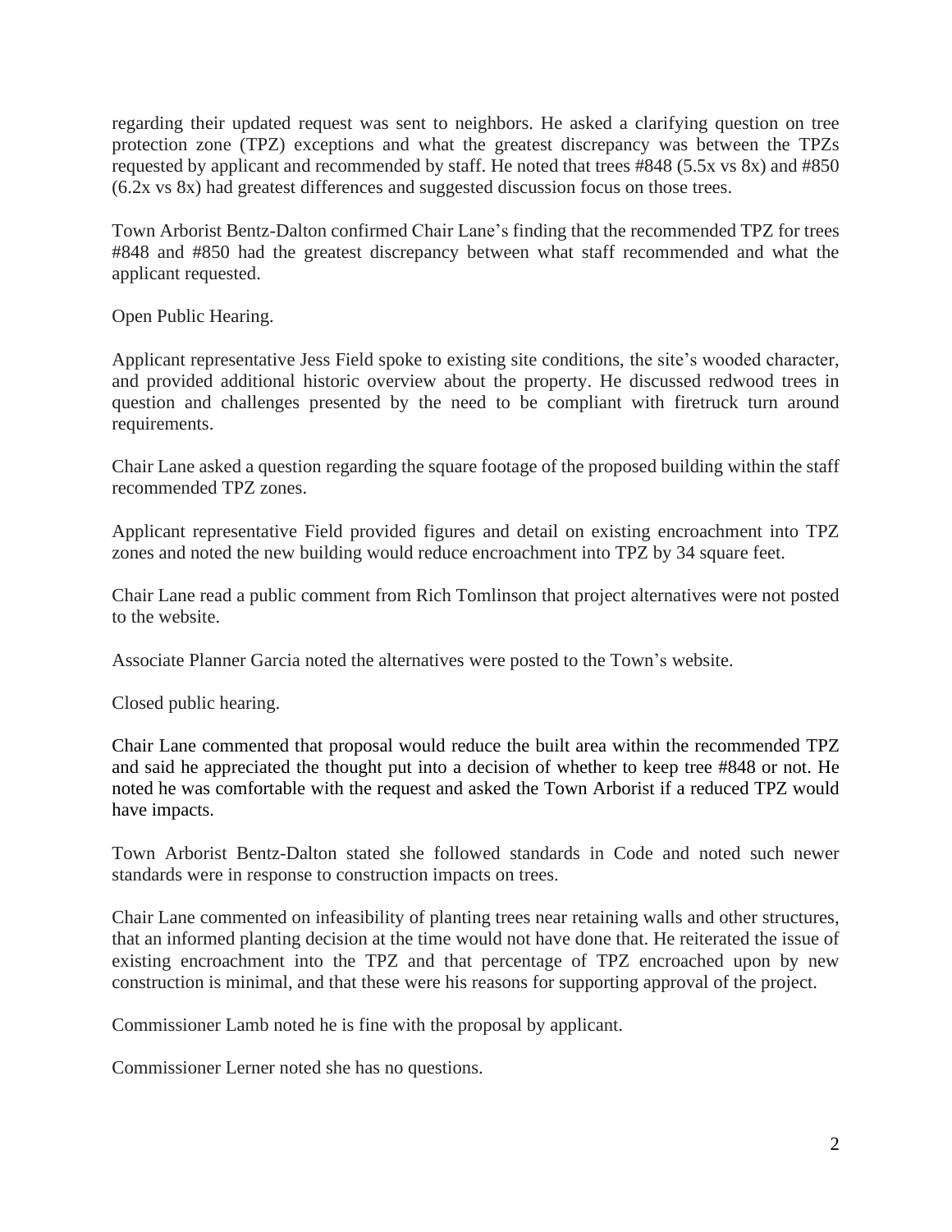regarding their updated request was sent to neighbors. He asked a clarifying question on tree protection zone (TPZ) exceptions and what the greatest discrepancy was between the TPZs requested by applicant and recommended by staff. He noted that trees #848 (5.5x vs 8x) and #850 (6.2x vs 8x) had greatest differences and suggested discussion focus on those trees.

Town Arborist Bentz-Dalton confirmed Chair Lane's finding that the recommended TPZ for trees #848 and #850 had the greatest discrepancy between what staff recommended and what the applicant requested.

Open Public Hearing.

Applicant representative Jess Field spoke to existing site conditions, the site's wooded character, and provided additional historic overview about the property. He discussed redwood trees in question and challenges presented by the need to be compliant with firetruck turn around requirements.

Chair Lane asked a question regarding the square footage of the proposed building within the staff recommended TPZ zones.

Applicant representative Field provided figures and detail on existing encroachment into TPZ zones and noted the new building would reduce encroachment into TPZ by 34 square feet.

Chair Lane read a public comment from Rich Tomlinson that project alternatives were not posted to the website.

Associate Planner Garcia noted the alternatives were posted to the Town's website.

Closed public hearing.

Chair Lane commented that proposal would reduce the built area within the recommended TPZ and said he appreciated the thought put into a decision of whether to keep tree #848 or not. He noted he was comfortable with the request and asked the Town Arborist if a reduced TPZ would have impacts.

Town Arborist Bentz-Dalton stated she followed standards in Code and noted such newer standards were in response to construction impacts on trees.

Chair Lane commented on infeasibility of planting trees near retaining walls and other structures, that an informed planting decision at the time would not have done that. He reiterated the issue of existing encroachment into the TPZ and that percentage of TPZ encroached upon by new construction is minimal, and that these were his reasons for supporting approval of the project.

Commissioner Lamb noted he is fine with the proposal by applicant.

Commissioner Lerner noted she has no questions.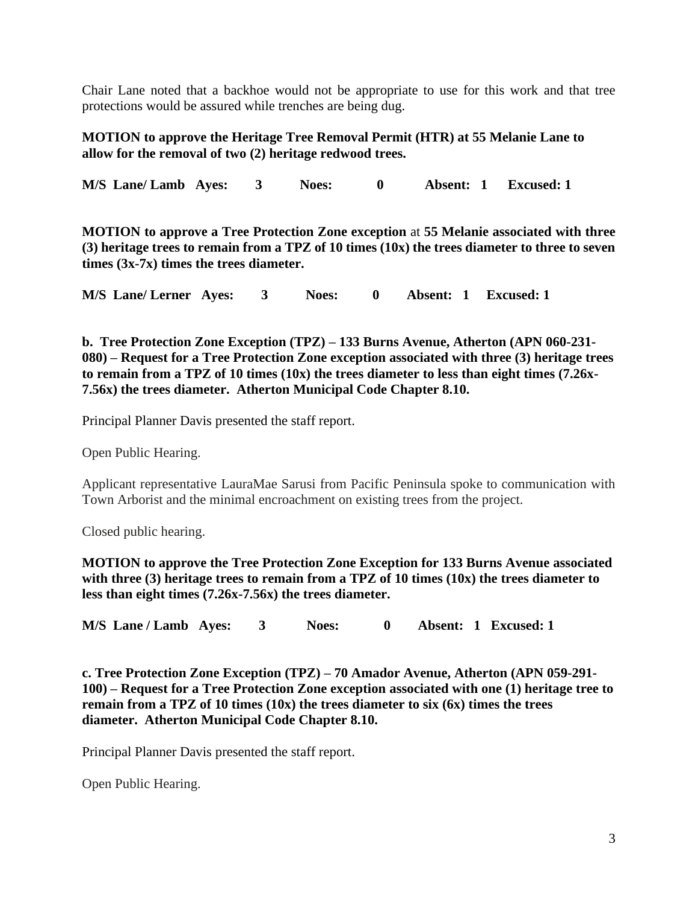Chair Lane noted that a backhoe would not be appropriate to use for this work and that tree protections would be assured while trenches are being dug.

**MOTION to approve the Heritage Tree Removal Permit (HTR) at 55 Melanie Lane to allow for the removal of two (2) heritage redwood trees.**

**M/S Lane/ Lamb Ayes: 3 Noes: 0 Absent: 1 Excused: 1**

**MOTION to approve a Tree Protection Zone exception** at **55 Melanie associated with three (3) heritage trees to remain from a TPZ of 10 times (10x) the trees diameter to three to seven times (3x-7x) times the trees diameter.**

**M/S Lane/ Lerner Ayes: 3 Noes: 0 Absent: 1 Excused: 1**

**b. Tree Protection Zone Exception (TPZ) – 133 Burns Avenue, Atherton (APN 060-231-080) – Request for a Tree Protection Zone exception associated with three (3) heritage trees to remain from a TPZ of 10 times (10x) the trees diameter to less than eight times (7.26x-7.56x) the trees diameter. Atherton Municipal Code Chapter 8.10.**

Principal Planner Davis presented the staff report.

Open Public Hearing.

Applicant representative LauraMae Sarusi from Pacific Peninsula spoke to communication with Town Arborist and the minimal encroachment on existing trees from the project.

Closed public hearing.

**MOTION to approve the Tree Protection Zone Exception for 133 Burns Avenue associated with three (3) heritage trees to remain from a TPZ of 10 times (10x) the trees diameter to less than eight times (7.26x-7.56x) the trees diameter.**

**M/S Lane / Lamb Ayes: 3 Noes: 0 Absent: 1 Excused: 1**

**c. Tree Protection Zone Exception (TPZ) – 70 Amador Avenue, Atherton (APN 059-291-100) – Request for a Tree Protection Zone exception associated with one (1) heritage tree to remain from a TPZ of 10 times (10x) the trees diameter to six (6x) times the trees diameter. Atherton Municipal Code Chapter 8.10.**

Principal Planner Davis presented the staff report.

Open Public Hearing.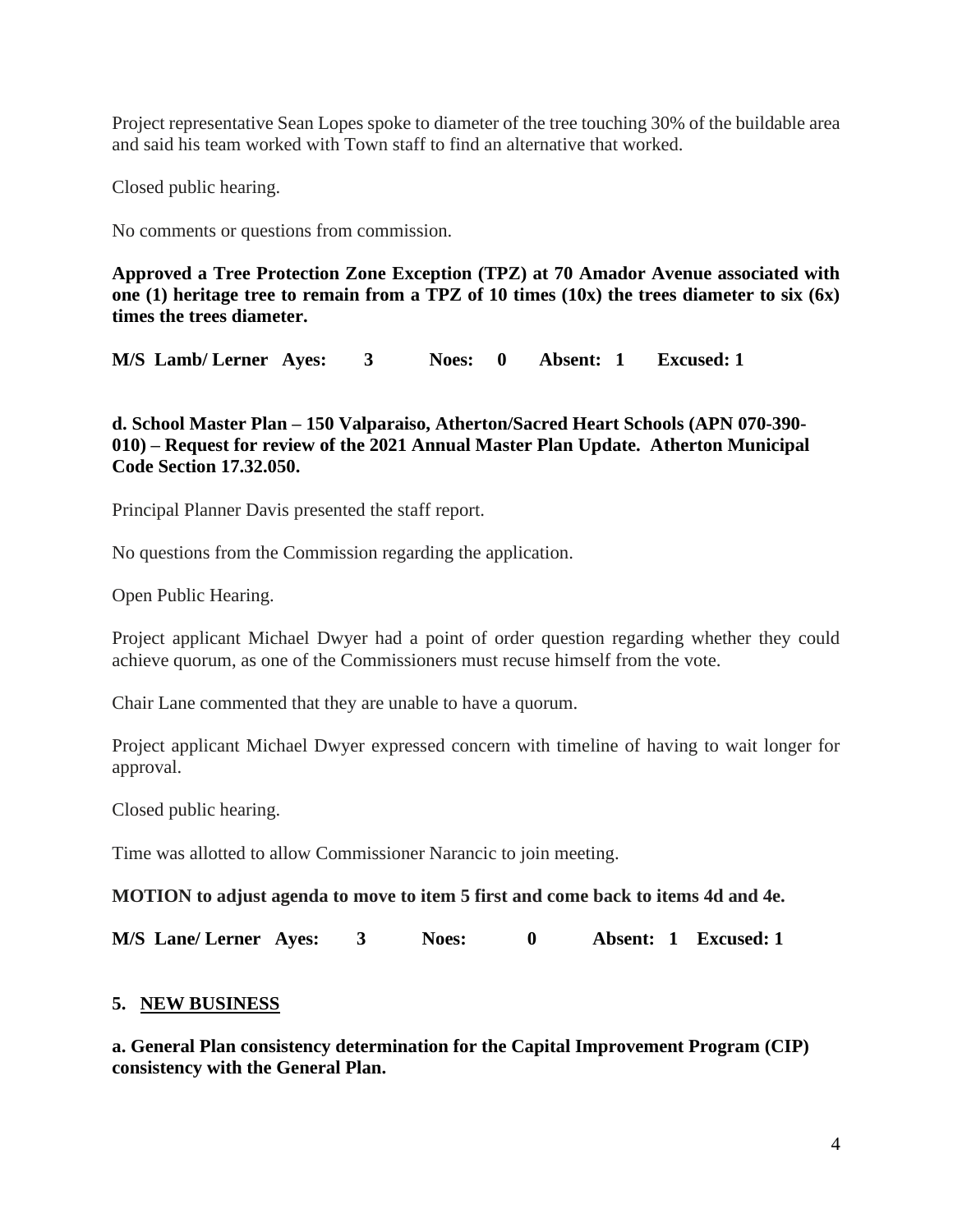Project representative Sean Lopes spoke to diameter of the tree touching 30% of the buildable area and said his team worked with Town staff to find an alternative that worked.

Closed public hearing.

No comments or questions from commission.

**Approved a Tree Protection Zone Exception (TPZ) at 70 Amador Avenue associated with one (1) heritage tree to remain from a TPZ of 10 times (10x) the trees diameter to six (6x) times the trees diameter.**

**M/S Lamb/ Lerner Ayes: 3 Noes: 0 Absent: 1 Excused: 1**

**d. School Master Plan – 150 Valparaiso, Atherton/Sacred Heart Schools (APN 070-390-010) – Request for review of the 2021 Annual Master Plan Update. Atherton Municipal Code Section 17.32.050.**

Principal Planner Davis presented the staff report.

No questions from the Commission regarding the application.

Open Public Hearing.

Project applicant Michael Dwyer had a point of order question regarding whether they could achieve quorum, as one of the Commissioners must recuse himself from the vote.

Chair Lane commented that they are unable to have a quorum.

Project applicant Michael Dwyer expressed concern with timeline of having to wait longer for approval.

Closed public hearing.

Time was allotted to allow Commissioner Narancic to join meeting.

**MOTION to adjust agenda to move to item 5 first and come back to items 4d and 4e.**

**M/S Lane/ Lerner Ayes: 3 Noes: 0 Absent: 1 Excused: 1**

## 5. NEW BUSINESS

**a. General Plan consistency determination for the Capital Improvement Program (CIP) consistency with the General Plan.**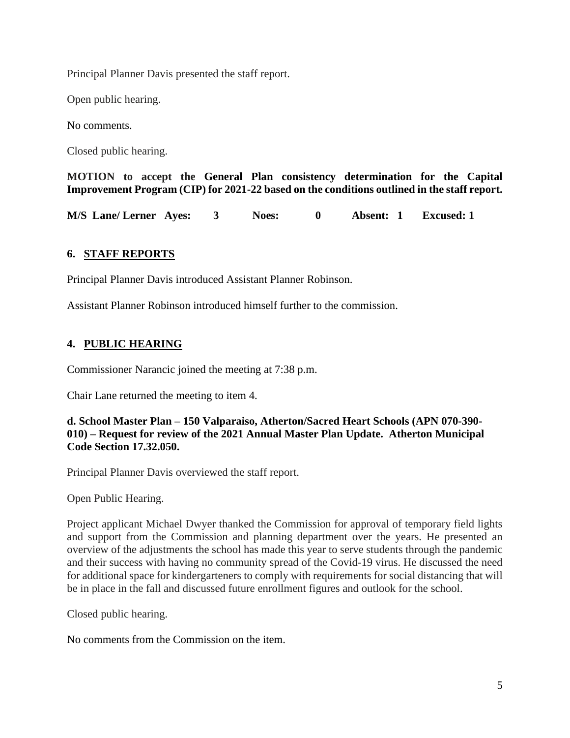Principal Planner Davis presented the staff report.

Open public hearing.

No comments.

Closed public hearing.

**MOTION to accept the General Plan consistency determination for the Capital Improvement Program (CIP) for 2021-22 based on the conditions outlined in the staff report.**

**M/S Lane/ Lerner Ayes: 3 Noes: 0 Absent: 1 Excused: 1**

## 6. STAFF REPORTS

Principal Planner Davis introduced Assistant Planner Robinson.

Assistant Planner Robinson introduced himself further to the commission.

## 4. PUBLIC HEARING

Commissioner Narancic joined the meeting at 7:38 p.m.

Chair Lane returned the meeting to item 4.

**d. School Master Plan – 150 Valparaiso, Atherton/Sacred Heart Schools (APN 070-390-010) – Request for review of the 2021 Annual Master Plan Update. Atherton Municipal Code Section 17.32.050.**

Principal Planner Davis overviewed the staff report.

Open Public Hearing.

Project applicant Michael Dwyer thanked the Commission for approval of temporary field lights and support from the Commission and planning department over the years. He presented an overview of the adjustments the school has made this year to serve students through the pandemic and their success with having no community spread of the Covid-19 virus. He discussed the need for additional space for kindergarteners to comply with requirements for social distancing that will be in place in the fall and discussed future enrollment figures and outlook for the school.

Closed public hearing.

No comments from the Commission on the item.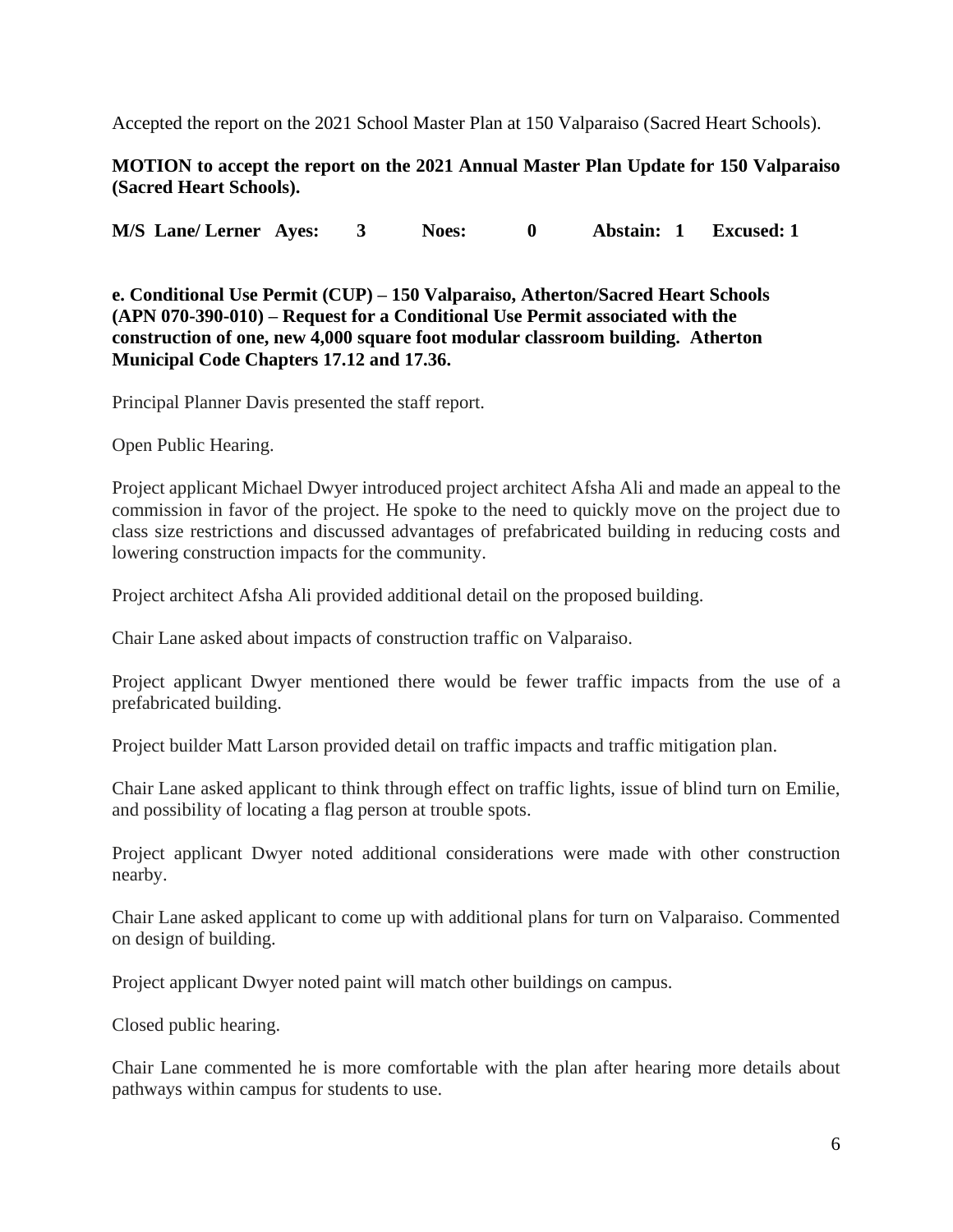Accepted the report on the 2021 School Master Plan at 150 Valparaiso (Sacred Heart Schools).

**MOTION to accept the report on the 2021 Annual Master Plan Update for 150 Valparaiso (Sacred Heart Schools).**

**M/S Lane/ Lerner Ayes: 3 Noes: 0 Abstain: 1 Excused: 1**

**e. Conditional Use Permit (CUP) – 150 Valparaiso, Atherton/Sacred Heart Schools (APN 070-390-010) – Request for a Conditional Use Permit associated with the construction of one, new 4,000 square foot modular classroom building. Atherton Municipal Code Chapters 17.12 and 17.36.**

Principal Planner Davis presented the staff report.

Open Public Hearing.

Project applicant Michael Dwyer introduced project architect Afsha Ali and made an appeal to the commission in favor of the project. He spoke to the need to quickly move on the project due to class size restrictions and discussed advantages of prefabricated building in reducing costs and lowering construction impacts for the community.

Project architect Afsha Ali provided additional detail on the proposed building.

Chair Lane asked about impacts of construction traffic on Valparaiso.

Project applicant Dwyer mentioned there would be fewer traffic impacts from the use of a prefabricated building.

Project builder Matt Larson provided detail on traffic impacts and traffic mitigation plan.

Chair Lane asked applicant to think through effect on traffic lights, issue of blind turn on Emilie, and possibility of locating a flag person at trouble spots.

Project applicant Dwyer noted additional considerations were made with other construction nearby.

Chair Lane asked applicant to come up with additional plans for turn on Valparaiso. Commented on design of building.

Project applicant Dwyer noted paint will match other buildings on campus.

Closed public hearing.

Chair Lane commented he is more comfortable with the plan after hearing more details about pathways within campus for students to use.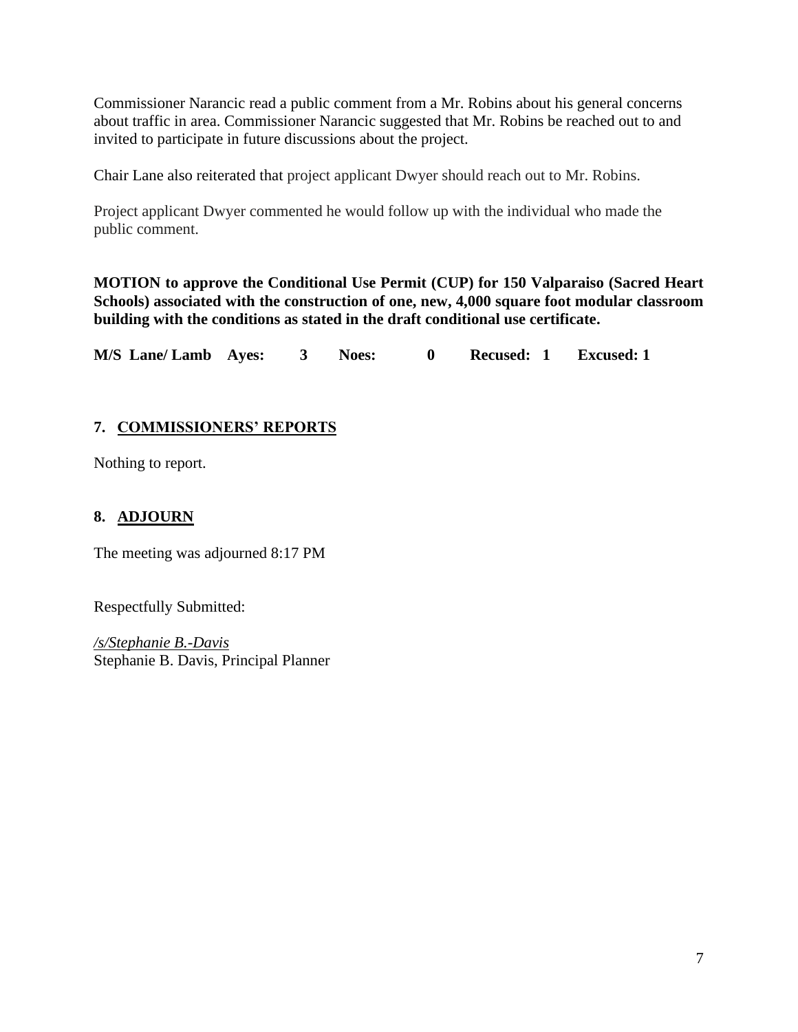Commissioner Narancic read a public comment from a Mr. Robins about his general concerns about traffic in area. Commissioner Narancic suggested that Mr. Robins be reached out to and invited to participate in future discussions about the project.

Chair Lane also reiterated that project applicant Dwyer should reach out to Mr. Robins.

Project applicant Dwyer commented he would follow up with the individual who made the public comment.

**MOTION to approve the Conditional Use Permit (CUP) for 150 Valparaiso (Sacred Heart Schools) associated with the construction of one, new, 4,000 square foot modular classroom building with the conditions as stated in the draft conditional use certificate.**

**M/S Lane/ Lamb Ayes: 3 Noes: 0 Recused: 1 Excused: 1**

## 7. COMMISSIONERS' REPORTS

Nothing to report.

## 8. ADJOURN

The meeting was adjourned 8:17 PM

Respectfully Submitted:

*/s/Stephanie B.-Davis*
Stephanie B. Davis, Principal Planner